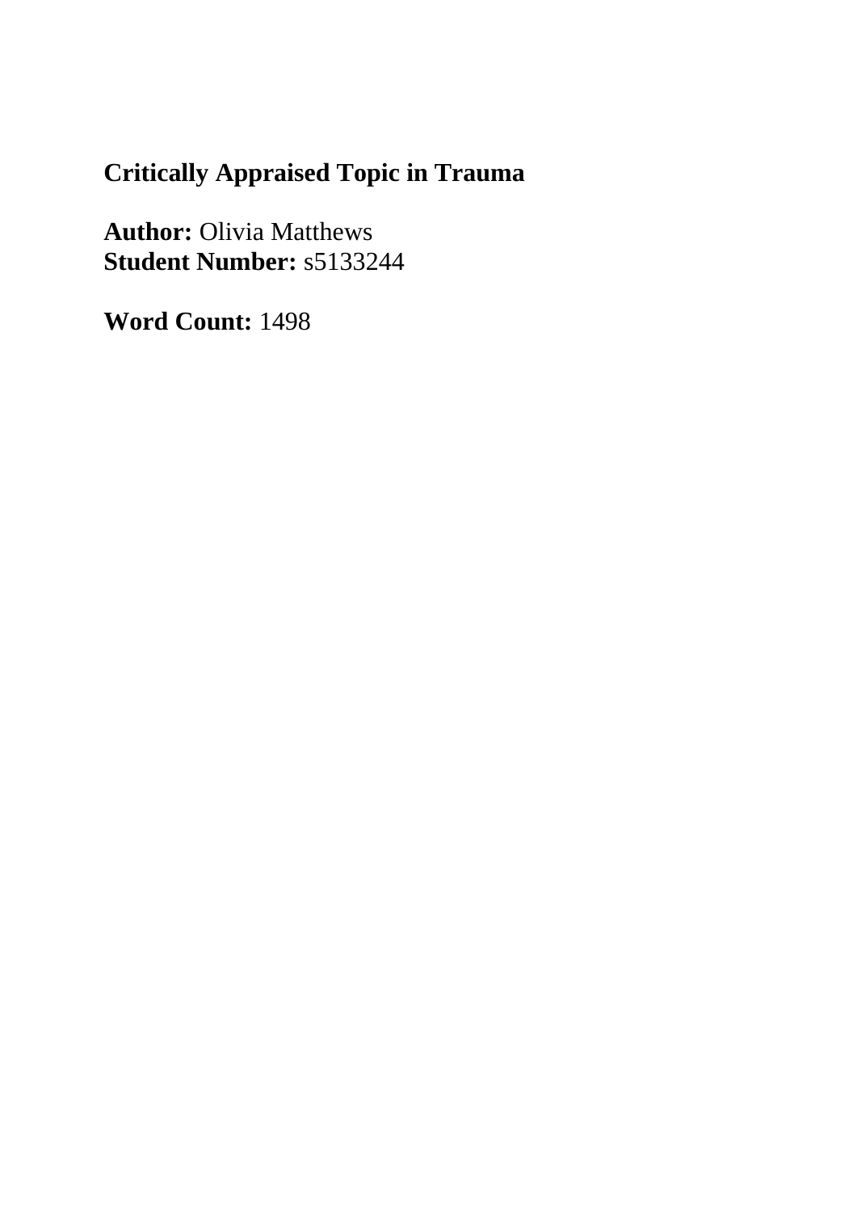# Critically Appraised Topic in Trauma

**Author:** Olivia Matthews
**Student Number:** s5133244

**Word Count:** 1498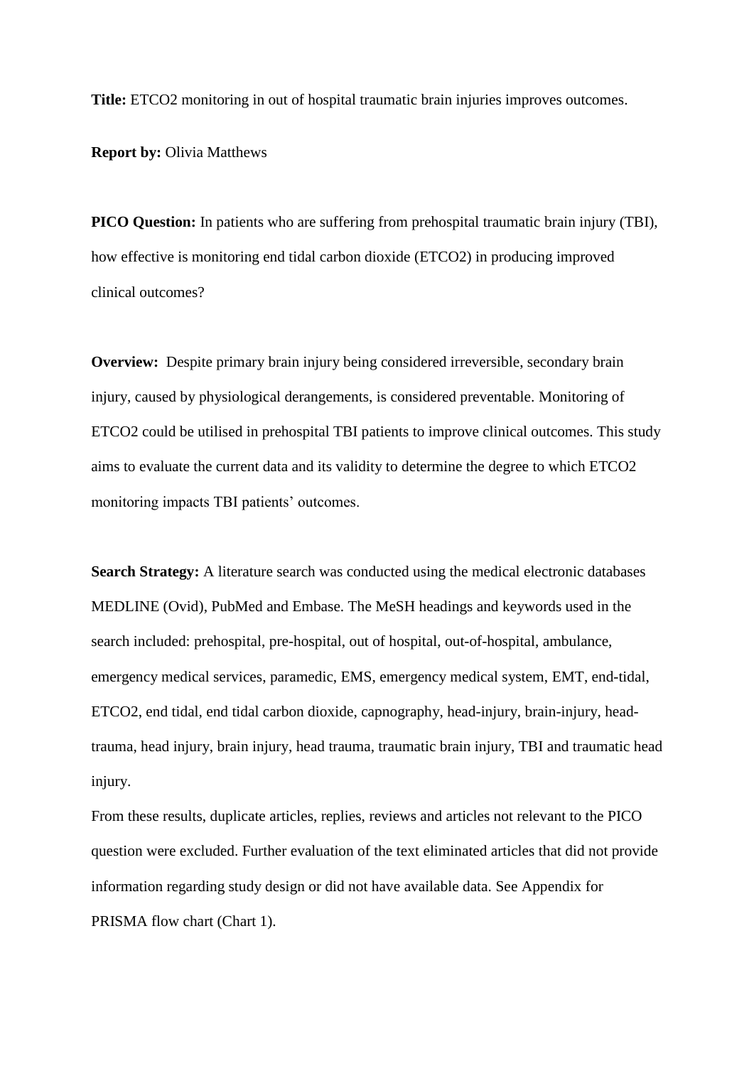**Title:** ETCO2 monitoring in out of hospital traumatic brain injuries improves outcomes.

**Report by:** Olivia Matthews

**PICO Question:** In patients who are suffering from prehospital traumatic brain injury (TBI), how effective is monitoring end tidal carbon dioxide (ETCO2) in producing improved clinical outcomes?

**Overview:** Despite primary brain injury being considered irreversible, secondary brain injury, caused by physiological derangements, is considered preventable. Monitoring of ETCO2 could be utilised in prehospital TBI patients to improve clinical outcomes. This study aims to evaluate the current data and its validity to determine the degree to which ETCO2 monitoring impacts TBI patients' outcomes.

**Search Strategy:** A literature search was conducted using the medical electronic databases MEDLINE (Ovid), PubMed and Embase. The MeSH headings and keywords used in the search included: prehospital, pre-hospital, out of hospital, out-of-hospital, ambulance, emergency medical services, paramedic, EMS, emergency medical system, EMT, end-tidal, ETCO2, end tidal, end tidal carbon dioxide, capnography, head-injury, brain-injury, head-trauma, head injury, brain injury, head trauma, traumatic brain injury, TBI and traumatic head injury.

From these results, duplicate articles, replies, reviews and articles not relevant to the PICO question were excluded. Further evaluation of the text eliminated articles that did not provide information regarding study design or did not have available data. See Appendix for PRISMA flow chart (Chart 1).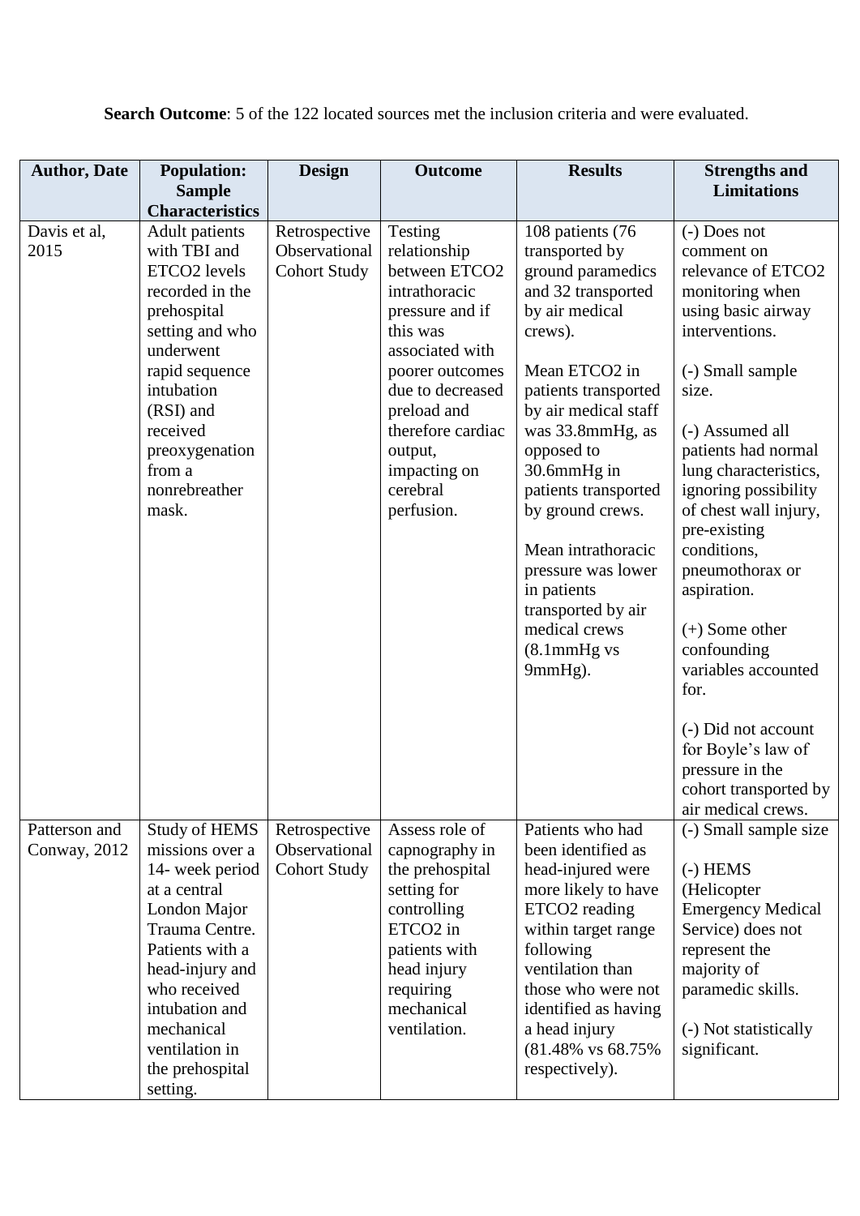**Search Outcome**: 5 of the 122 located sources met the inclusion criteria and were evaluated.

| Author, Date | Population: Sample Characteristics | Design | Outcome | Results | Strengths and Limitations |
|---|---|---|---|---|---|
| Davis et al, 2015 | Adult patients with TBI and ETCO2 levels recorded in the prehospital setting and who underwent rapid sequence intubation (RSI) and received preoxygenation from a nonrebreather mask. | Retrospective Observational Cohort Study | Testing relationship between ETCO2 intrathoracic pressure and if this was associated with poorer outcomes due to decreased preload and therefore cardiac output, impacting on cerebral perfusion. | 108 patients (76 transported by ground paramedics and 32 transported by air medical crews).<br><br>Mean ETCO2 in patients transported by air medical staff was 33.8mmHg, as opposed to 30.6mmHg in patients transported by ground crews.<br><br>Mean intrathoracic pressure was lower in patients transported by air medical crews (8.1mmHg vs 9mmHg). | (-) Does not comment on relevance of ETCO2 monitoring when using basic airway interventions.<br><br>(-) Small sample size.<br><br>(-) Assumed all patients had normal lung characteristics, ignoring possibility of chest wall injury, pre-existing conditions, pneumothorax or aspiration.<br><br>(+) Some other confounding variables accounted for.<br><br>(-) Did not account for Boyle's law of pressure in the cohort transported by air medical crews. |
| Patterson and Conway, 2012 | Study of HEMS missions over a 14- week period at a central London Major Trauma Centre. Patients with a head-injury and who received intubation and mechanical ventilation in the prehospital setting. | Retrospective Observational Cohort Study | Assess role of capnography in the prehospital setting for controlling ETCO2 in patients with head injury requiring mechanical ventilation. | Patients who had been identified as head-injured were more likely to have ETCO2 reading within target range following ventilation than those who were not identified as having a head injury (81.48% vs 68.75% respectively). | (-) Small sample size<br><br>(-) HEMS (Helicopter Emergency Medical Service) does not represent the majority of paramedic skills.<br><br>(-) Not statistically significant. |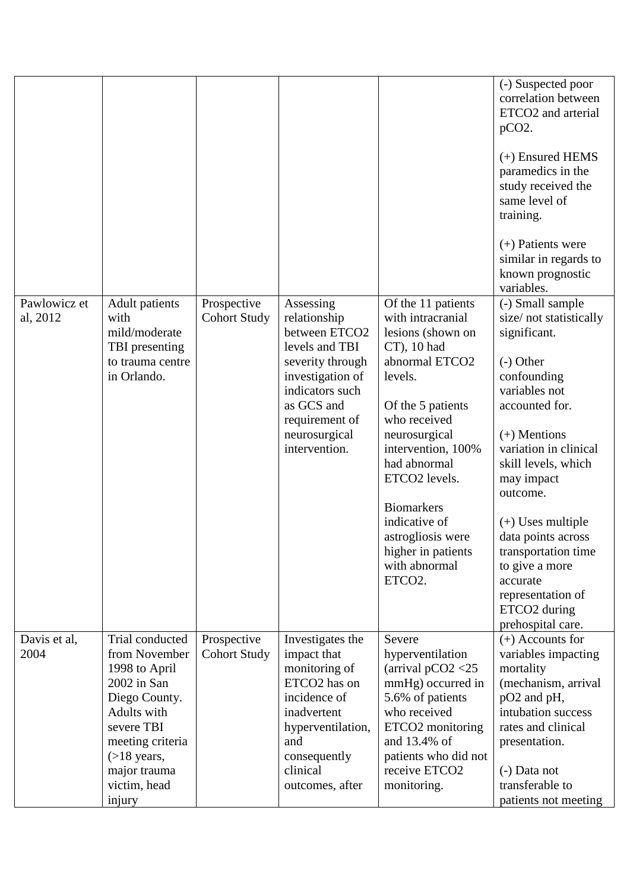| | | | | | |
|---|---|---|---|---|---|
| | | | | | (-) Suspected poor correlation between ETCO2 and arterial pCO2.<br><br>(+) Ensured HEMS paramedics in the study received the same level of training.<br><br>(+) Patients were similar in regards to known prognostic variables. |
| Pawlowicz et al, 2012 | Adult patients with mild/moderate TBI presenting to trauma centre in Orlando. | Prospective Cohort Study | Assessing relationship between ETCO2 levels and TBI severity through investigation of indicators such as GCS and requirement of neurosurgical intervention. | Of the 11 patients with intracranial lesions (shown on CT), 10 had abnormal ETCO2 levels.<br><br>Of the 5 patients who received neurosurgical intervention, 100% had abnormal ETCO2 levels.<br><br>Biomarkers indicative of astrogliosis were higher in patients with abnormal ETCO2. | (-) Small sample size/ not statistically significant.<br><br>(-) Other confounding variables not accounted for.<br><br>(+) Mentions variation in clinical skill levels, which may impact outcome.<br><br>(+) Uses multiple data points across transportation time to give a more accurate representation of ETCO2 during prehospital care. |
| Davis et al, 2004 | Trial conducted from November 1998 to April 2002 in San Diego County. Adults with severe TBI meeting criteria (>18 years, major trauma victim, head injury | Prospective Cohort Study | Investigates the impact that monitoring of ETCO2 has on incidence of inadvertent hyperventilation, and consequently clinical outcomes, after | Severe hyperventilation (arrival pCO2 <25 mmHg) occurred in 5.6% of patients who received ETCO2 monitoring and 13.4% of patients who did not receive ETCO2 monitoring. | (+) Accounts for variables impacting mortality (mechanism, arrival pO2 and pH, intubation success rates and clinical presentation.<br><br>(-) Data not transferable to patients not meeting |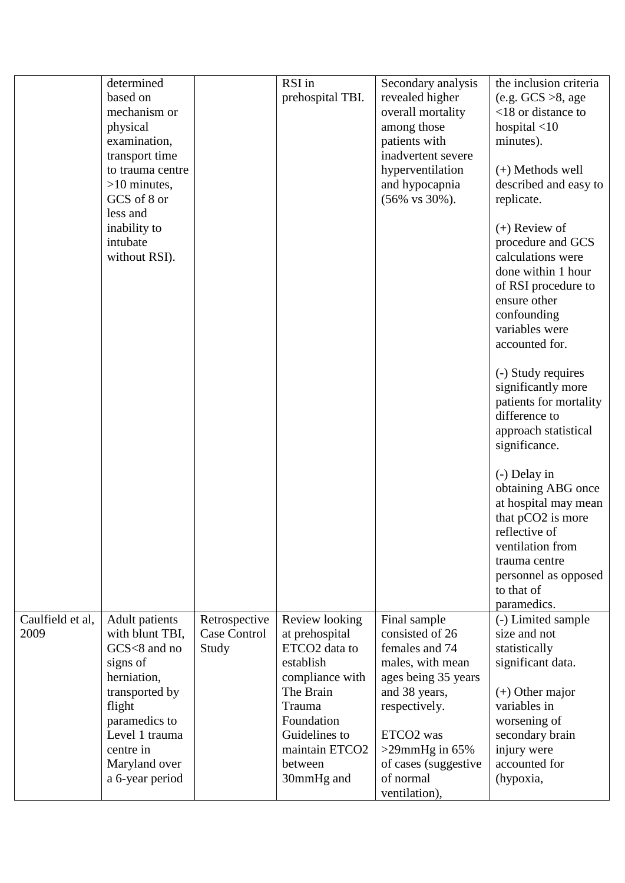|  |  |  |  |  |  |
|---|---|---|---|---|---|
|  | determined based on mechanism or physical examination, transport time to trauma centre >10 minutes, GCS of 8 or less and inability to intubate without RSI). |  | RSI in prehospital TBI. | Secondary analysis revealed higher overall mortality among those patients with inadvertent severe hyperventilation and hypocapnia (56% vs 30%). | the inclusion criteria (e.g. GCS >8, age <18 or distance to hospital <10 minutes).<br><br>(+) Methods well described and easy to replicate.<br><br>(+) Review of procedure and GCS calculations were done within 1 hour of RSI procedure to ensure other confounding variables were accounted for.<br><br>(-) Study requires significantly more patients for mortality difference to approach statistical significance.<br><br>(-) Delay in obtaining ABG once at hospital may mean that $pCO_2$ is more reflective of ventilation from trauma centre personnel as opposed to that of paramedics. |
| Caulfield et al, 2009 | Adult patients with blunt TBI, GCS<8 and no signs of herniation, transported by flight paramedics to Level 1 trauma centre in Maryland over a 6-year period | Retrospective Case Control Study | Review looking at prehospital $ETCO_2$ data to establish compliance with The Brain Trauma Foundation Guidelines to maintain $ETCO_2$ between 30mmHg and | Final sample consisted of 26 females and 74 males, with mean ages being 35 years and 38 years, respectively.<br><br>$ETCO_2$ was >29mmHg in 65% of cases (suggestive of normal ventilation), | (-) Limited sample size and not statistically significant data.<br><br>(+) Other major variables in worsening of secondary brain injury were accounted for (hypoxia, |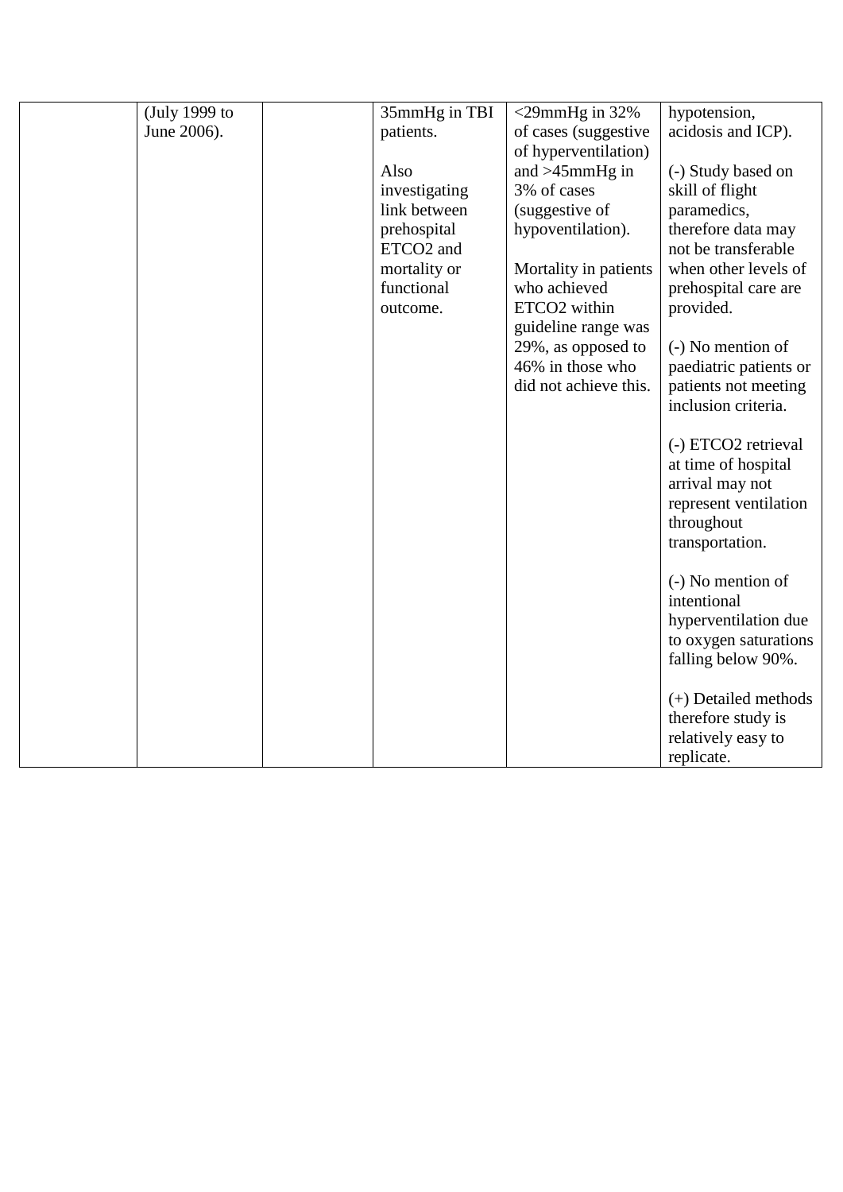| | | | | | |
|---|---|---|---|---|---|
| | (July 1999 to June 2006). | | 35mmHg in TBI patients. Also investigating link between prehospital ETCO2 and mortality or functional outcome. | <29mmHg in 32% of cases (suggestive of hyperventilation) and >45mmHg in 3% of cases (suggestive of hypoventilation). Mortality in patients who achieved ETCO2 within guideline range was 29%, as opposed to 46% in those who did not achieve this. | hypotension, acidosis and ICP). (-) Study based on skill of flight paramedics, therefore data may not be transferable when other levels of prehospital care are provided. (-) No mention of paediatric patients or patients not meeting inclusion criteria. (-) ETCO2 retrieval at time of hospital arrival may not represent ventilation throughout transportation. (-) No mention of intentional hyperventilation due to oxygen saturations falling below 90%. (+) Detailed methods therefore study is relatively easy to replicate. |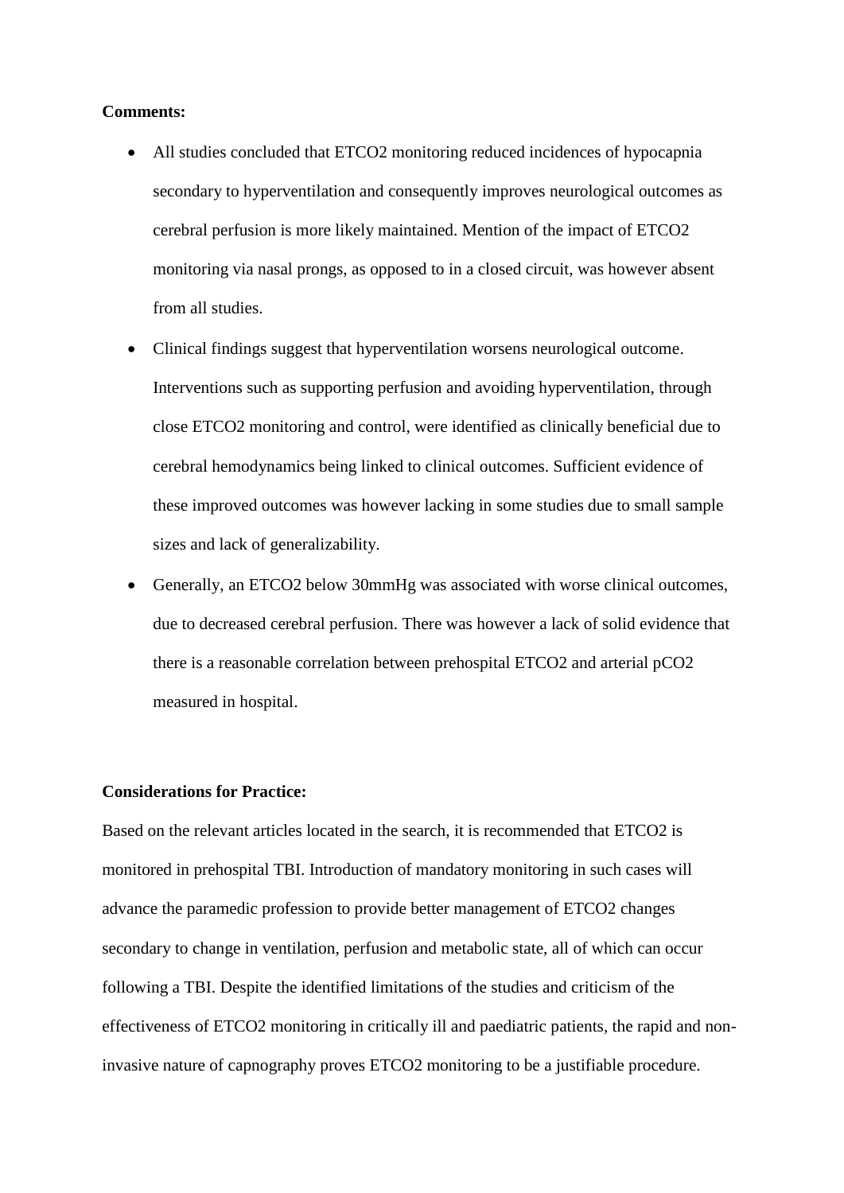**Comments:**

- All studies concluded that ETCO2 monitoring reduced incidences of hypocapnia secondary to hyperventilation and consequently improves neurological outcomes as cerebral perfusion is more likely maintained. Mention of the impact of ETCO2 monitoring via nasal prongs, as opposed to in a closed circuit, was however absent from all studies.
- Clinical findings suggest that hyperventilation worsens neurological outcome. Interventions such as supporting perfusion and avoiding hyperventilation, through close ETCO2 monitoring and control, were identified as clinically beneficial due to cerebral hemodynamics being linked to clinical outcomes. Sufficient evidence of these improved outcomes was however lacking in some studies due to small sample sizes and lack of generalizability.
- Generally, an ETCO2 below 30mmHg was associated with worse clinical outcomes, due to decreased cerebral perfusion. There was however a lack of solid evidence that there is a reasonable correlation between prehospital ETCO2 and arterial pCO2 measured in hospital.

**Considerations for Practice:**

Based on the relevant articles located in the search, it is recommended that ETCO2 is monitored in prehospital TBI. Introduction of mandatory monitoring in such cases will advance the paramedic profession to provide better management of ETCO2 changes secondary to change in ventilation, perfusion and metabolic state, all of which can occur following a TBI. Despite the identified limitations of the studies and criticism of the effectiveness of ETCO2 monitoring in critically ill and paediatric patients, the rapid and non-invasive nature of capnography proves ETCO2 monitoring to be a justifiable procedure.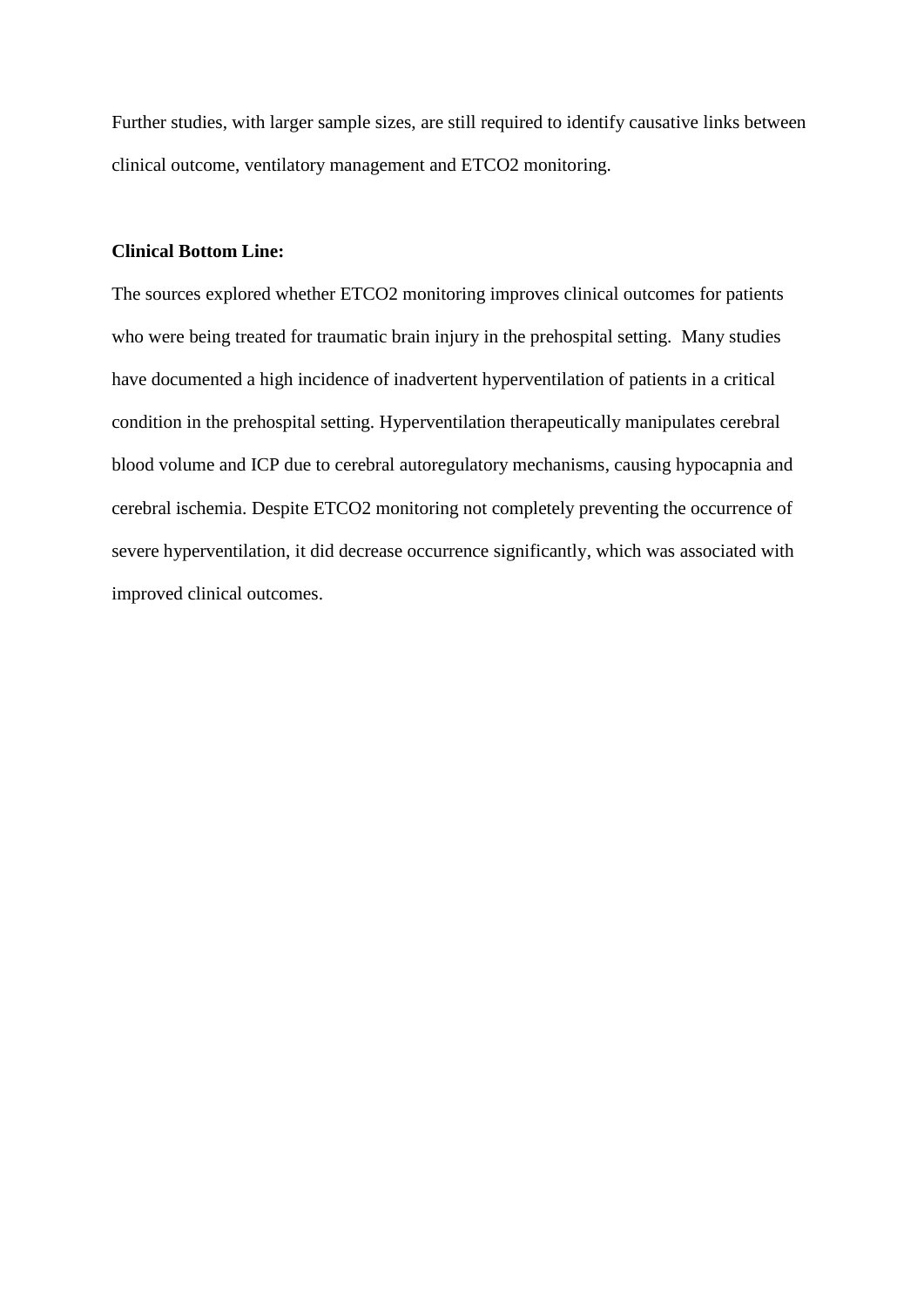Further studies, with larger sample sizes, are still required to identify causative links between clinical outcome, ventilatory management and ETCO2 monitoring.

**Clinical Bottom Line:**

The sources explored whether ETCO2 monitoring improves clinical outcomes for patients who were being treated for traumatic brain injury in the prehospital setting. Many studies have documented a high incidence of inadvertent hyperventilation of patients in a critical condition in the prehospital setting. Hyperventilation therapeutically manipulates cerebral blood volume and ICP due to cerebral autoregulatory mechanisms, causing hypocapnia and cerebral ischemia. Despite ETCO2 monitoring not completely preventing the occurrence of severe hyperventilation, it did decrease occurrence significantly, which was associated with improved clinical outcomes.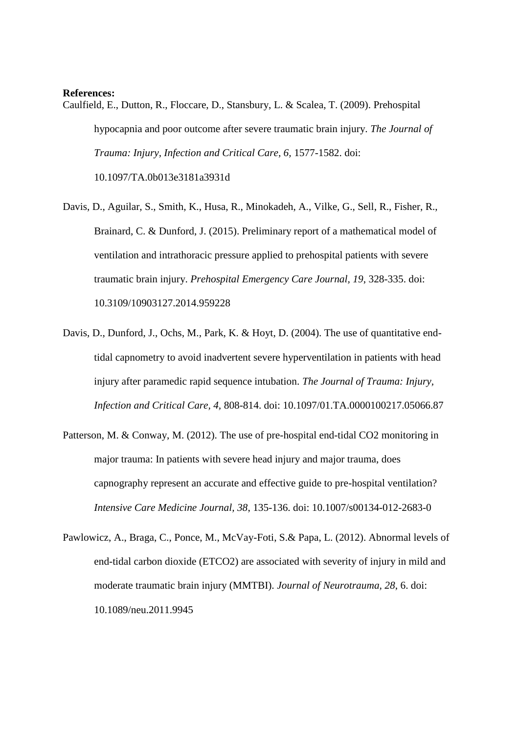**References:**

Caulfield, E., Dutton, R., Floccare, D., Stansbury, L. & Scalea, T. (2009). Prehospital hypocapnia and poor outcome after severe traumatic brain injury. *The Journal of Trauma: Injury, Infection and Critical Care, 6,* 1577-1582. doi: 10.1097/TA.0b013e3181a3931d

Davis, D., Aguilar, S., Smith, K., Husa, R., Minokadeh, A., Vilke, G., Sell, R., Fisher, R., Brainard, C. & Dunford, J. (2015). Preliminary report of a mathematical model of ventilation and intrathoracic pressure applied to prehospital patients with severe traumatic brain injury. *Prehospital Emergency Care Journal, 19*, 328-335. doi: 10.3109/10903127.2014.959228

Davis, D., Dunford, J., Ochs, M., Park, K. & Hoyt, D. (2004). The use of quantitative end-tidal capnometry to avoid inadvertent severe hyperventilation in patients with head injury after paramedic rapid sequence intubation. *The Journal of Trauma: Injury, Infection and Critical Care, 4,* 808-814. doi: 10.1097/01.TA.0000100217.05066.87

Patterson, M. & Conway, M. (2012). The use of pre-hospital end-tidal CO2 monitoring in major trauma: In patients with severe head injury and major trauma, does capnography represent an accurate and effective guide to pre-hospital ventilation? *Intensive Care Medicine Journal, 38*, 135-136. doi: 10.1007/s00134-012-2683-0

Pawlowicz, A., Braga, C., Ponce, M., McVay-Foti, S.& Papa, L. (2012). Abnormal levels of end-tidal carbon dioxide (ETCO2) are associated with severity of injury in mild and moderate traumatic brain injury (MMTBI). *Journal of Neurotrauma, 28*, 6. doi: 10.1089/neu.2011.9945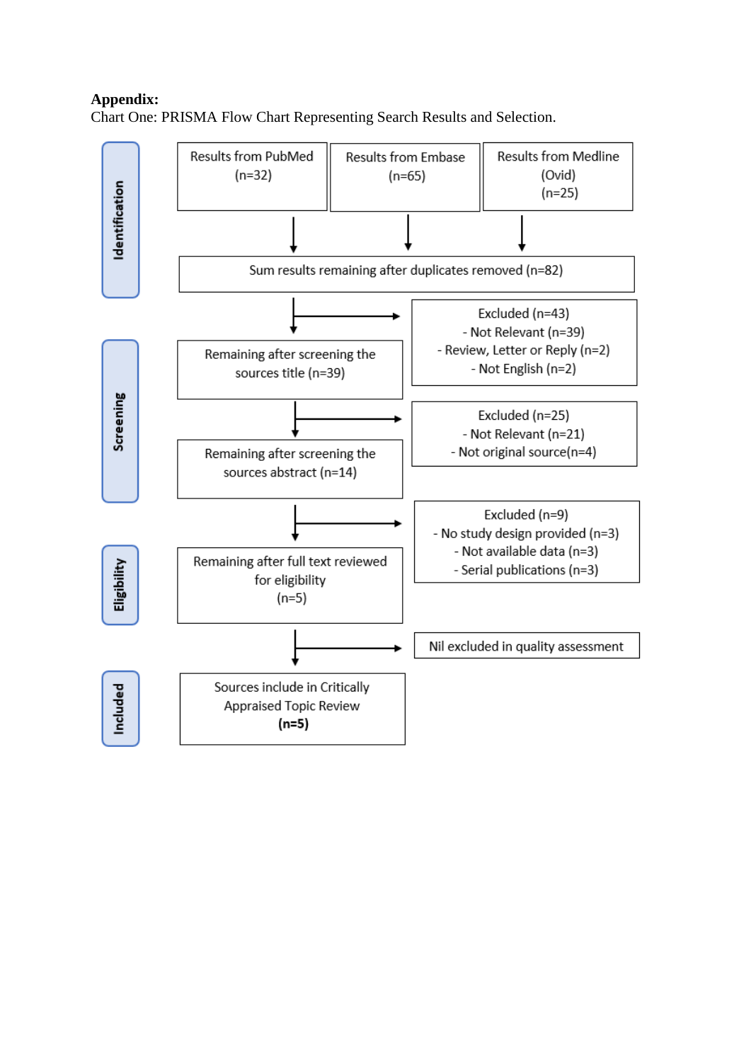**Appendix:**

Chart One: PRISMA Flow Chart Representing Search Results and Selection.

Identification

Results from PubMed (n=32)

Results from Embase (n=65)

Results from Medline (Ovid) (n=25)

Sum results remaining after duplicates removed (n=82)

Screening

Excluded (n=43)
- Not Relevant (n=39)
- Review, Letter or Reply (n=2)
- Not English (n=2)

Remaining after screening the sources title (n=39)

Excluded (n=25)
- Not Relevant (n=21)
- Not original source(n=4)

Remaining after screening the sources abstract (n=14)

Eligibility

Excluded (n=9)
- No study design provided (n=3)
- Not available data (n=3)
- Serial publications (n=3)

Remaining after full text reviewed for eligibility (n=5)

Nil excluded in quality assessment

Included

Sources include in Critically Appraised Topic Review **(n=5)**